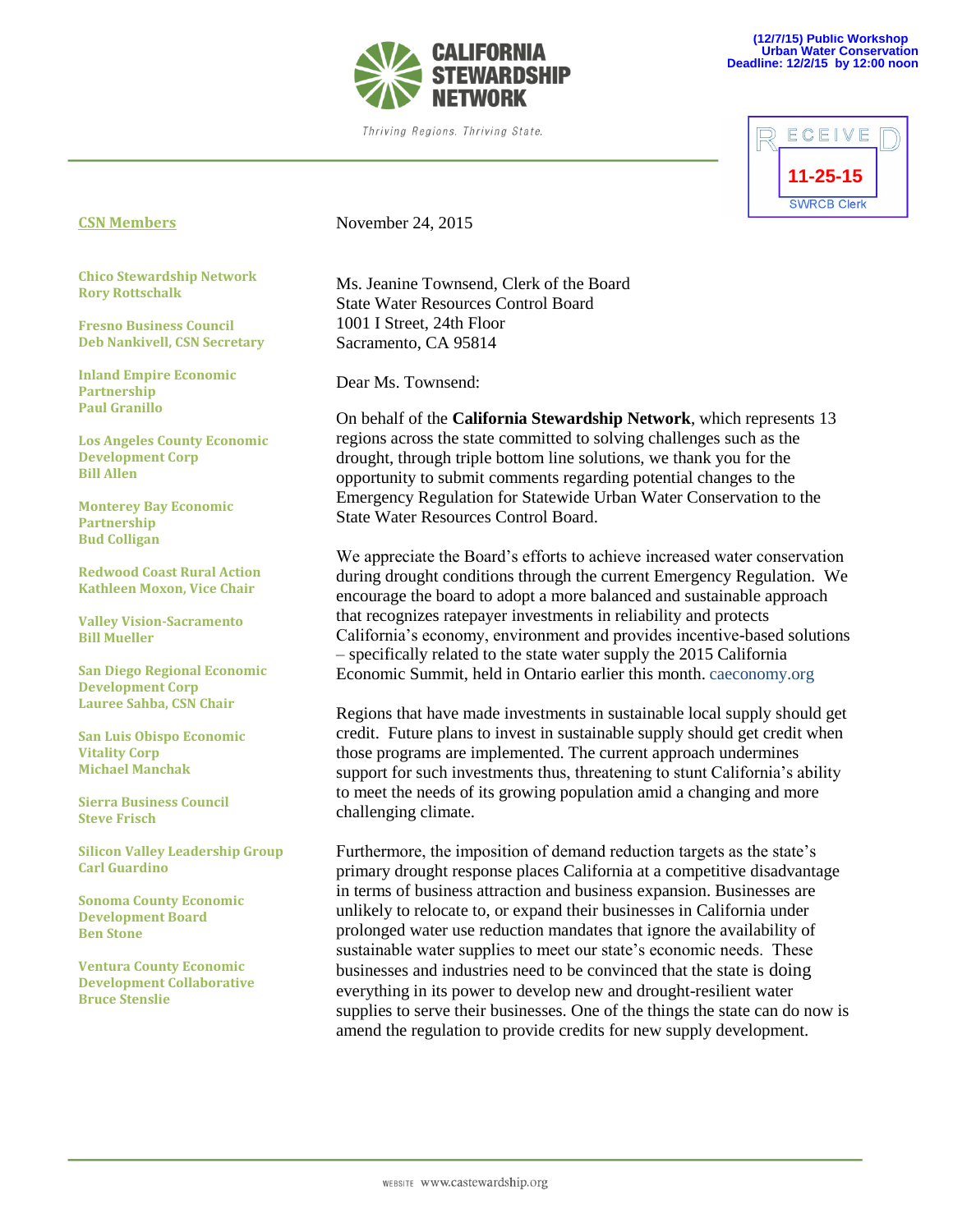**CALIFORNIA STEWARDSHIP NETWORK**

*Thriving Regions. Thriving State.*

**(12/7/15) Public Workshop**
**Urban Water Conservation**
**Deadline: 12/2/15 by 12:00 noon**

RECEIVED
11-25-15
SWRCB Clerk

**CSN Members**

**Chico Stewardship Network**
**Rory Rottschalk**

**Fresno Business Council**
**Deb Nankivell, CSN Secretary**

**Inland Empire Economic Partnership**
**Paul Granillo**

**Los Angeles County Economic Development Corp**
**Bill Allen**

**Monterey Bay Economic Partnership**
**Bud Colligan**

**Redwood Coast Rural Action**
**Kathleen Moxon, Vice Chair**

**Valley Vision-Sacramento**
**Bill Mueller**

**San Diego Regional Economic Development Corp**
**Lauree Sahba, CSN Chair**

**San Luis Obispo Economic Vitality Corp**
**Michael Manchak**

**Sierra Business Council**
**Steve Frisch**

**Silicon Valley Leadership Group**
**Carl Guardino**

**Sonoma County Economic Development Board**
**Ben Stone**

**Ventura County Economic Development Collaborative**
**Bruce Stenslie**

November 24, 2015

Ms. Jeanine Townsend, Clerk of the Board
State Water Resources Control Board
1001 I Street, 24th Floor
Sacramento, CA 95814

Dear Ms. Townsend:

On behalf of the **California Stewardship Network**, which represents 13 regions across the state committed to solving challenges such as the drought, through triple bottom line solutions, we thank you for the opportunity to submit comments regarding potential changes to the Emergency Regulation for Statewide Urban Water Conservation to the State Water Resources Control Board.

We appreciate the Board's efforts to achieve increased water conservation during drought conditions through the current Emergency Regulation. We encourage the board to adopt a more balanced and sustainable approach that recognizes ratepayer investments in reliability and protects California's economy, environment and provides incentive-based solutions – specifically related to the state water supply the 2015 California Economic Summit, held in Ontario earlier this month. caeconomy.org

Regions that have made investments in sustainable local supply should get credit. Future plans to invest in sustainable supply should get credit when those programs are implemented. The current approach undermines support for such investments thus, threatening to stunt California's ability to meet the needs of its growing population amid a changing and more challenging climate.

Furthermore, the imposition of demand reduction targets as the state's primary drought response places California at a competitive disadvantage in terms of business attraction and business expansion. Businesses are unlikely to relocate to, or expand their businesses in California under prolonged water use reduction mandates that ignore the availability of sustainable water supplies to meet our state's economic needs. These businesses and industries need to be convinced that the state is doing everything in its power to develop new and drought-resilient water supplies to serve their businesses. One of the things the state can do now is amend the regulation to provide credits for new supply development.

WEBSITE www.castewardship.org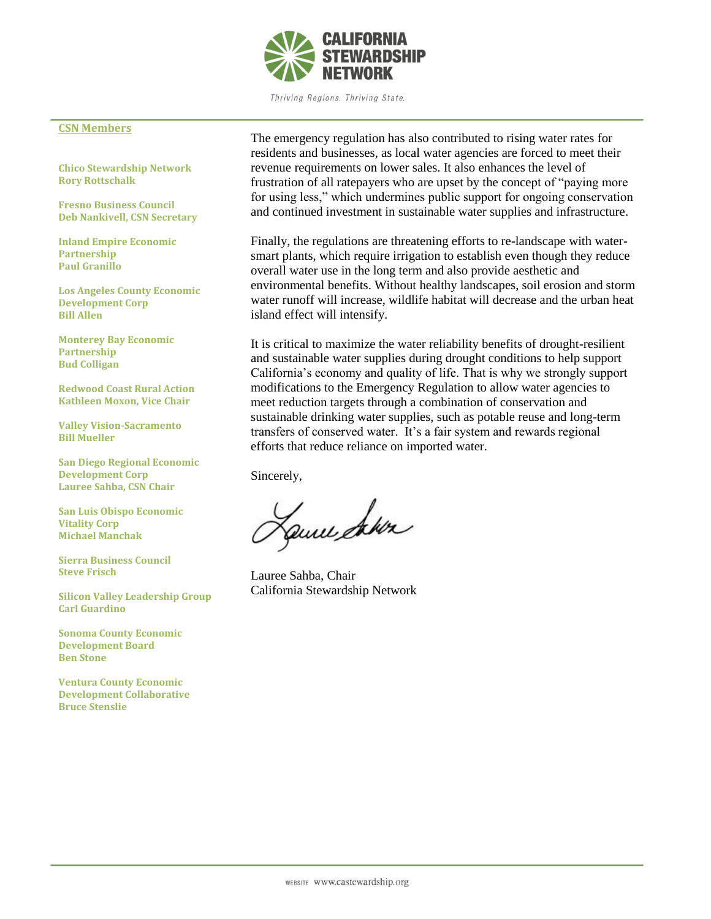CALIFORNIA STEWARDSHIP NETWORK

*Thriving Regions. Thriving State.*

**CSN Members**

**Chico Stewardship Network**
**Rory Rottschalk**

**Fresno Business Council**
**Deb Nankivell, CSN Secretary**

**Inland Empire Economic Partnership**
**Paul Granillo**

**Los Angeles County Economic Development Corp**
**Bill Allen**

**Monterey Bay Economic Partnership**
**Bud Colligan**

**Redwood Coast Rural Action**
**Kathleen Moxon, Vice Chair**

**Valley Vision-Sacramento**
**Bill Mueller**

**San Diego Regional Economic Development Corp**
**Lauree Sahba, CSN Chair**

**San Luis Obispo Economic Vitality Corp**
**Michael Manchak**

**Sierra Business Council**
**Steve Frisch**

**Silicon Valley Leadership Group**
**Carl Guardino**

**Sonoma County Economic Development Board**
**Ben Stone**

**Ventura County Economic Development Collaborative**
**Bruce Stenslie**

The emergency regulation has also contributed to rising water rates for residents and businesses, as local water agencies are forced to meet their revenue requirements on lower sales. It also enhances the level of frustration of all ratepayers who are upset by the concept of "paying more for using less," which undermines public support for ongoing conservation and continued investment in sustainable water supplies and infrastructure.

Finally, the regulations are threatening efforts to re-landscape with water-smart plants, which require irrigation to establish even though they reduce overall water use in the long term and also provide aesthetic and environmental benefits. Without healthy landscapes, soil erosion and storm water runoff will increase, wildlife habitat will decrease and the urban heat island effect will intensify.

It is critical to maximize the water reliability benefits of drought-resilient and sustainable water supplies during drought conditions to help support California's economy and quality of life. That is why we strongly support modifications to the Emergency Regulation to allow water agencies to meet reduction targets through a combination of conservation and sustainable drinking water supplies, such as potable reuse and long-term transfers of conserved water. It's a fair system and rewards regional efforts that reduce reliance on imported water.

Sincerely,

Lauree Sahba, Chair
California Stewardship Network

WEBSITE www.castewardship.org